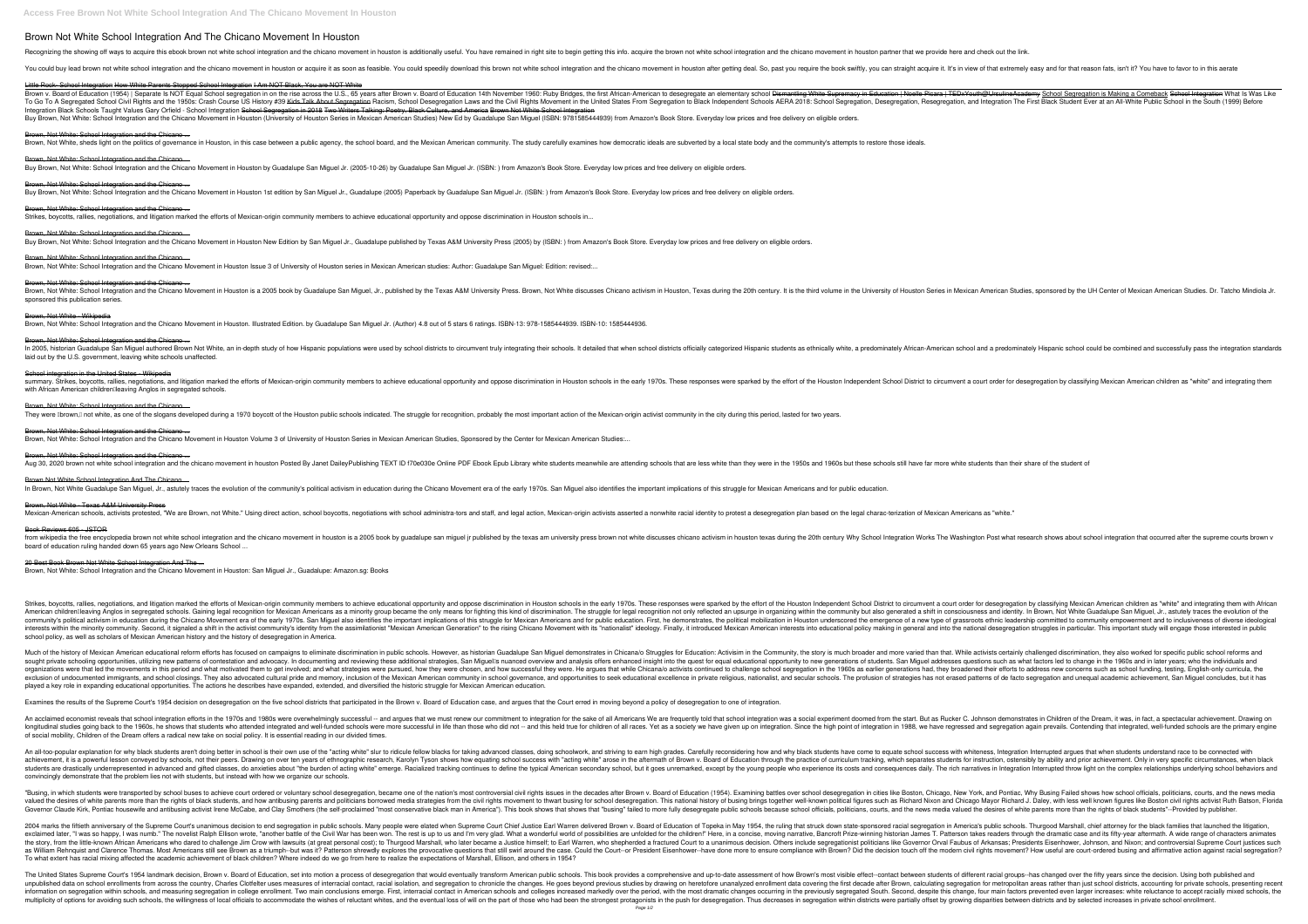# Brown Not White School Integration And The Chicano Movement In Houston

Recognizing the showing off ways to acquire this ebook brown not white school integration and the chicano movement in houston is additionally useful. You have remained in right site to begin getting this info. acquire the brown not white school integration and the chicano movement in houston partner that we provide here and check out the link.

You could buy lead brown not white school integration and the chicano movement in houston or acquire it as soon as feasible. You could speedily download this brown not white school integration and the chicano movement in houston after getting deal. So, past you require the book swiftly, you can straight acquire it. It's in view of that extremely easy and for that reason fats, isn't it? You have to favor to in this aerate

Little Rock: School Integration How White Parents Stopped School Integration I Am NOT Black, You are NOT White

Brown v. Board of Education (1954) | Separate Is NOT Equal School segregation in on the rise across the U.S., 65 years after Brown v. Board of Education 14th November 1960: Ruby Bridges, the first African-American to desegregate an elementary school Dismantling White Supremacy in Education | Noelle Picara | TEDxYouth@UrsulineAcademy School Segregation is Making a Comeback School Integration What Is Was Like To Go To A Segregated School Civil Rights and the 1950s: Crash Course US History #39 Kids Talk About Segregation Racism, School Desegregation Laws and the Civil Rights Movement in the United States From Segregation to Black Independent Schools AERA 2018: School Segregation, Desegregation, Resegregation, and Integration The First Black Student Ever at an All-White Public School in the South (1999) Before Integration Black Schools Taught Values Gary Orfield - School Integration School Segregation in 2018 Two Writers Talking: Poetry, Black Culture, and America Brown Not White School Integration

Buy Brown, Not White: School Integration and the Chicano Movement in Houston (University of Houston Series in Mexican American Studies) New Ed by Guadalupe San Miguel (ISBN: 9781585444939) from Amazon's Book Store. Everyday low prices and free delivery on eligible orders.

Brown, Not White: School Integration and the Chicano ...

Brown, Not White, sheds light on the politics of governance in Houston, in this case between a public agency, the school board, and the Mexican American community. The study carefully examines how democratic ideals are subverted by a local state body and the community's attempts to restore those ideals.

Brown, Not White: School Integration and the Chicano ...

Buy Brown, Not White: School Integration and the Chicano Movement in Houston by Guadalupe San Miguel Jr. (2005-10-26) by Guadalupe San Miguel Jr. (ISBN: ) from Amazon's Book Store. Everyday low prices and free delivery on eligible orders.

Brown, Not White: School Integration and the Chicano ...

Buy Brown, Not White: School Integration and the Chicano Movement in Houston 1st edition by San Miguel Jr., Guadalupe (2005) Paperback by Guadalupe San Miguel Jr. (ISBN: ) from Amazon's Book Store. Everyday low prices and free delivery on eligible orders.

Brown, Not White: School Integration and the Chicano ...

Strikes, boycotts, rallies, negotiations, and litigation marked the efforts of Mexican-origin community members to achieve educational opportunity and oppose discrimination in Houston schools in...

Brown, Not White: School Integration and the Chicano ...

Buy Brown, Not White: School Integration and the Chicano Movement in Houston New Edition by San Miguel Jr., Guadalupe published by Texas A&M University Press (2005) by (ISBN: ) from Amazon's Book Store. Everyday low prices and free delivery on eligible orders.

Brown, Not White: School Integration and the Chicano ...

Brown, Not White: School Integration and the Chicano Movement in Houston Issue 3 of University of Houston series in Mexican American studies: Author: Guadalupe San Miguel: Edition: revised:...

Brown, Not White: School Integration and the Chicano ...

Brown, Not White: School Integration and the Chicano Movement in Houston is a 2005 book by Guadalupe San Miguel, Jr., published by the Texas A&M University Press. Brown, Not White discusses Chicano activism in Houston, Texas during the 20th century. It is the third volume in the University of Houston Series in Mexican American Studies, sponsored by the UH Center of Mexican American Studies. Dr. Tatcho Mindiola Jr. sponsored this publication series.

Brown, Not White - Wikipedia

Brown, Not White: School Integration and the Chicano Movement in Houston. Illustrated Edition. by Guadalupe San Miguel Jr. (Author) 4.8 out of 5 stars 6 ratings. ISBN-13: 978-1585444939. ISBN-10: 1585444936.

Brown, Not White: School Integration and the Chicano ...

In 2005, historian Guadalupe San Miguel authored Brown Not White, an in-depth study of how Hispanic populations were used by school districts to circumvent truly integrating their schools. It detailed that when school districts officially categorized Hispanic students as ethnically white, a predominately African-American school and a predominately Hispanic school could be combined and successfully pass the integration standards laid out by the U.S. government, leaving white schools unaffected.

School integration in the United States - Wikipedia

summary. Strikes, boycotts, rallies, negotiations, and litigation marked the efforts of Mexican-origin community members to achieve educational opportunity and oppose discrimination in Houston schools in the early 1970s. These responses were sparked by the effort of the Houston Independent School District to circumvent a court order for desegregation by classifying Mexican American children as "white" and integrating them with African American children leaving Anglos in segregated schools.

Brown, Not White: School Integration and the Chicano ...

They were brown, not white, as one of the slogans developed during a 1970 boycott of the Houston public schools indicated. The struggle for recognition, probably the most important action of the Mexican-origin activist community in the city during this period, lasted for two years.

Brown, Not White: School Integration and the Chicano ...

Brown, Not White: School Integration and the Chicano Movement in Houston Volume 3 of University of Houston Series in Mexican American Studies, Sponsored by the Center for Mexican American Studies:...

Brown, Not White: School Integration and the Chicano ...

Aug 30, 2020 brown not white school integration and the chicano movement in houston Posted By Janet DaileyPublishing TEXT ID f70e030e Online PDF Ebook Epub Library white students meanwhile are attending schools that are less white than they were in the 1950s and 1960s but these schools still have far more white students than their share of the student of

Brown Not White School Integration And The Chicano ...

In Brown, Not White Guadalupe San Miguel, Jr., astutely traces the evolution of the community's political activism in education during the Chicano Movement era of the early 1970s. San Miguel also identifies the important implications of this struggle for Mexican Americans and for public education.

Brown, Not White - Texas A&M University Press

Mexican-American schools, activists protested, "We are Brown, not White." Using direct action, school boycotts, negotiations with school administra-tors and staff, and legal action, Mexican-origin activists asserted a nonwhite racial identity to protest a desegregation plan based on the legal charac-terization of Mexican Americans as "white."

Book Reviews 605 - JSTOR

from wikipedia the free encyclopedia brown not white school integration and the chicano movement in houston is a 2005 book by guadalupe san miguel jr published by the texas am university press brown not white discusses chicano activism in houston texas during the 20th century Why School Integration Works The Washington Post what research shows about school integration that occurred after the supreme courts brown v board of education ruling handed down 65 years ago New Orleans School ...

20 Best Book Brown Not White School Integration And The ...

Brown, Not White: School Integration and the Chicano Movement in Houston: San Miguel Jr., Guadalupe: Amazon.sg: Books

Strikes, boycotts, rallies, negotiations, and litigation marked the efforts of Mexican-origin community members to achieve educational opportunity and oppose discrimination in Houston schools in the early 1970s. These responses were sparked by the effort of the Houston Independent School District to circumvent a court order for desegregation by classifying Mexican American children as "white" and integrating them with African American children leaving Anglos in segregated schools. Gaining legal recognition for Mexican Americans as a minority group became the only means for fighting this kind of discrimination. The struggle for legal recognition not only reflected an upsurge in organizing within the community but also generated a shift in consciousness and identity. In Brown, Not White Guadalupe San Miguel, Jr., astutely traces the evolution of the community's political activism in education during the Chicano Movement era of the early 1970s. San Miguel also identifies the important implications of this struggle for Mexican Americans and for public education. First, he demonstrates, the political mobilization in Houston underscored the emergence of a new type of grassroots ethnic leadership committed to community empowerment and to inclusiveness of diverse ideological interests within the minority community. Second, it signaled a shift in the activist community's identity from the assimilationist "Mexican American Generation" to the rising Chicano Movement with its "nationalist" ideology. Finally, it introduced Mexican American interests into educational policy making in general and into the national desegregation struggles in particular. This important study will engage those interested in public school policy, as well as scholars of Mexican American history and the history of desegregation in America.

Much of the history of Mexican American educational reform efforts has focused on campaigns to eliminate discrimination in public schools. However, as historian Guadalupe San Miguel demonstrates in Chicana/o Struggles for Education: Activism in the Community, the story is much broader and more varied than that. While activists certainly challenged discrimination, they also worked for specific public school reforms and sought private schooling opportunities, utilizing new patterns of contestation and advocacy. In documenting and reviewing these additional strategies, San Miguel's nuanced overview and analysis offers enhanced insight into the quest for equal educational opportunity to new generations of students. San Miguel addresses questions such as what factors led to change in the 1960s and in later years; who the individuals and organizations were that led the movements in this period and what motivated them to get involved; and what strategies were pursued, how they were chosen, and how successful they were. He argues that while Chicana/o activists continued to challenge school segregation in the 1960s as earlier generations had, they broadened their efforts to address new concerns such as school funding, testing, English-only curricula, the exclusion of undocumented immigrants, and school closings. They also advocated cultural pride and memory, inclusion of the Mexican American community in school governance, and opportunities to seek educational excellence in private religious, nationalist, and secular schools. The profusion of strategies has not erased patterns of de facto segregation and unequal academic achievement, San Miguel concludes, but it has played a key role in expanding educational opportunities. The actions he describes have expanded, extended, and diversified the historic struggle for Mexican American education.

Examines the results of the Supreme Court's 1954 decision on desegregation on the five school districts that participated in the Brown v. Board of Education case, and argues that the Court erred in moving beyond a policy of desegregation to one of integration.

An acclaimed economist reveals that school integration efforts in the 1970s and 1980s were overwhelmingly successful -- and argues that we must renew our commitment to integration for the sake of all Americans We are frequently told that school integration was a social experiment doomed from the start. But as Rucker C. Johnson demonstrates in Children of the Dream, it was, in fact, a spectacular achievement. Drawing on longitudinal studies going back to the 1960s, he shows that students who attended integrated and well-funded schools were more successful in life than those who did not -- and this held true for children of all races. Yet as a society we have given up on integration. Since the high point of integration in 1988, we have regressed and segregation again prevails. Contending that integrated, well-funded schools are the primary engine of social mobility, Children of the Dream offers a radical new take on social policy. It is essential reading in our divided times.

An all-too-popular explanation for why black students aren't doing better in school is their own use of the "acting white" slur to ridicule fellow blacks for taking advanced classes, doing schoolwork, and striving to earn high grades. Carefully reconsidering how and why black students have come to equate school success with whiteness, Integration Interrupted argues that when students understand race to be connected with achievement, it is a powerful lesson conveyed by schools, not their peers. Drawing on over ten years of ethnographic research, Karolyn Tyson shows how equating school success with "acting white" arose in the aftermath of Brown v. Board of Education through the practice of curriculum tracking, which separates students for instruction, ostensibly by ability and prior achievement. Only in very specific circumstances, when black students are drastically underrepresented in advanced and gifted classes, do anxieties about "the burden of acting white" emerge. Racialized tracking continues to define the typical American secondary school, but it goes unremarked, except by the young people who experience its costs and consequences daily. The rich narratives in Integration Interrupted throw light on the complex relationships underlying school behaviors and convincingly demonstrate that the problem lies not with students, but instead with how we organize our schools.

"Busing, in which students were transported by school buses to achieve court ordered or voluntary school desegregation, became one of the nation's most controversial civil rights issues in the decades after Brown v. Board of Education (1954). Examining battles over school desegregation in cities like Boston, Chicago, New York, and Pontiac, Why Busing Failed shows how school officials, politicians, courts, and the news media valued the desires of white parents more than the rights of black students, and how antibusing parents and politicians borrowed media strategies from the civil rights movement to thwart busing for school desegregation. This national history of busing brings together well-known political figures such as Richard Nixon and Chicago Mayor Richard J. Daley, with less well known figures like Boston civil rights activist Ruth Batson, Florida Governor Claude Kirk, Pontiac housewife and antibusing activist Irene McCabe, and Clay Smothers (the self-proclaimed "most conservative black man in America"). This book shows that "busing" failed to more fully desegregate public schools because school officials, politicians, courts, and the news media valued the desires of white parents more than the rights of black students"--Provided by publisher.

2004 marks the fiftieth anniversary of the Supreme Court's unanimous decision to end segregation in public schools. Many people were elated when Supreme Court Chief Justice Earl Warren delivered Brown v. Board of Education of Topeka in May 1954, the ruling that struck down state-sponsored racial segregation in America's public schools. Thurgood Marshall, chief attorney for the black families that launched the litigation, exclaimed later, "I was so happy, I was numb." The novelist Ralph Ellison wrote, "another battle of the Civil War has been won. The rest is up to us and I'm very glad. What a wonderful world of possibilities are unfolded for the children!" Here, in a concise, moving narrative, Bancroft Prize-winning historian James T. Patterson takes readers through the dramatic case and its fifty-year aftermath. A wide range of characters animates the story, from the little-known African Americans who dared to challenge Jim Crow with lawsuits (at great personal cost); to Thurgood Marshall, who later became a Justice himself; to Earl Warren, who shepherded a fractured Court to a unanimous decision. Others include segregationist politicians like Governor Orval Faubus of Arkansas; Presidents Eisenhower, Johnson, and Nixon; and controversial Supreme Court justices such as William Rehnquist and Clarence Thomas. Most Americans still see Brown as a triumph--but was it? Patterson shrewdly explores the provocative questions that still swirl around the case. Could the Court--or President Eisenhower--have done more to ensure compliance with Brown? Did the decision touch off the modern civil rights movement? How useful are court-ordered busing and affirmative action against racial segregation? To what extent has racial mixing affected the academic achievement of black children? Where indeed do we go from here to realize the expectations of Marshall, Ellison, and others in 1954?

The United States Supreme Court's 1954 landmark decision, Brown v. Board of Education, set into motion a process of desegregation that would eventually transform American public schools. This book provides a comprehensive and up-to-date assessment of how Brown's most visible effect--contact between students of different racial groups--has changed over the fifty years since the decision. Using both published and unpublished data on school enrollments from across the country, Charles Clotfelter uses measures of interracial contact, racial isolation, and segregation to chronicle the changes. He goes beyond previous studies by drawing on heretofore unanalyzed enrollment data covering the first decade after Brown, calculating segregation for metropolitan areas rather than just school districts, accounting for private schools, presenting recent information on segregation within schools, and measuring segregation in college enrollment. Two main conclusions emerge. First, interracial contact in American schools and colleges increased markedly over the period, with the most dramatic changes occurring in the previously segregated South. Second, despite this change, four main factors prevented even larger increases: white reluctance to accept racially mixed schools, the multiplicity of options for avoiding such schools, the willingness of local officials to accommodate the wishes of reluctant whites, and the eventual loss of will on the part of those who had been the strongest protagonists in the push for desegregation. Thus decreases in segregation within districts were partially offset by growing disparities between districts and by selected increases in private school enrollment.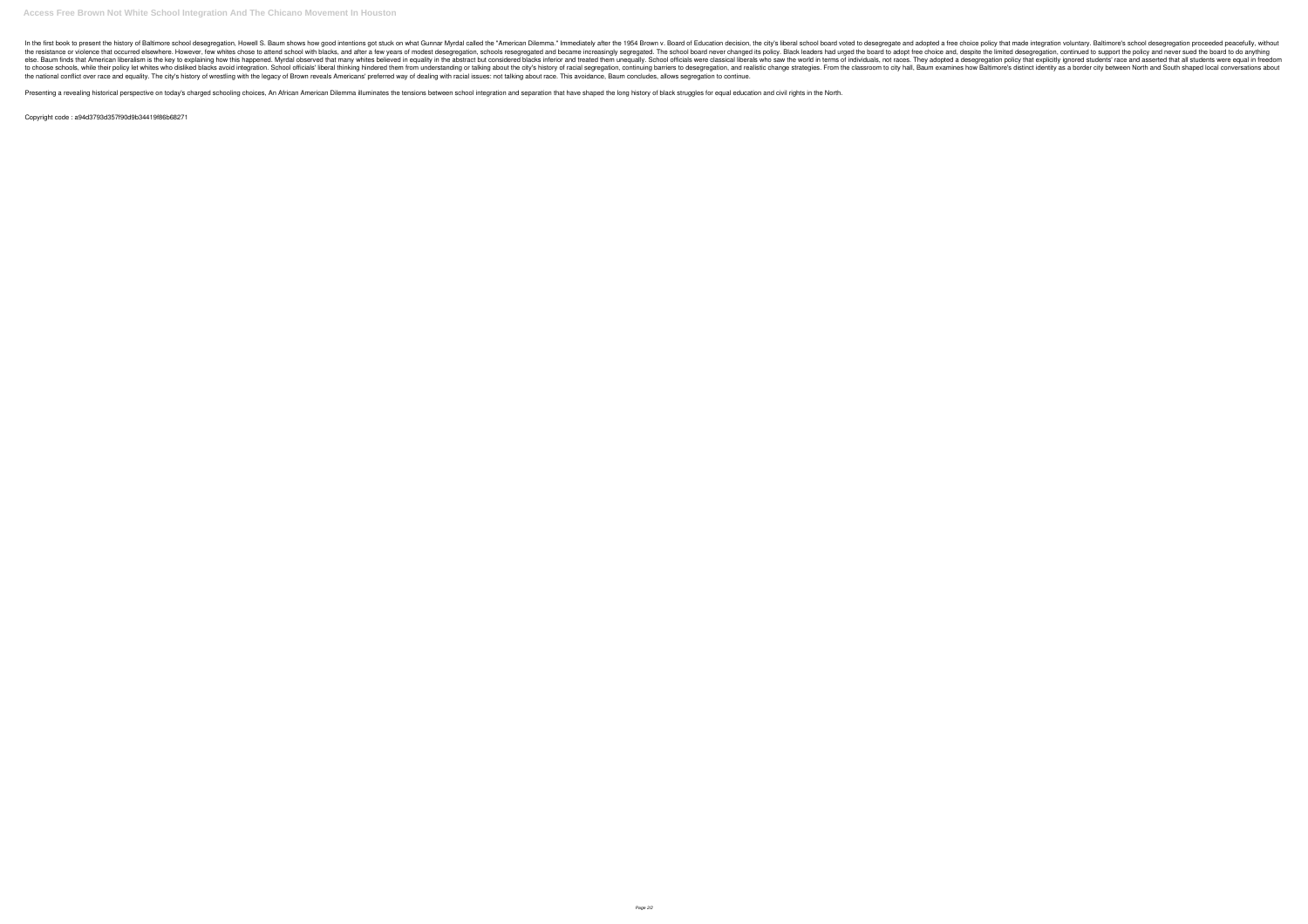In the first book to present the history of Baltimore school desegregation, Howell S. Baum shows how good intentions got stuck on what Gunnar Myrdal called the "American Dilemma." Immediately after the 1954 Brown v. Board of Education decision, the city's liberal school board voted to desegregate and adopted a free choice policy that made integration voluntary. Baltimore's school desegregation proceeded peacefully, without the resistance or violence that occurred elsewhere. However, few whites chose to attend school with blacks, and after a few years of modest desegregation, schools resegregated and became increasingly segregated. The school board never changed its policy. Black leaders had urged the board to adopt free choice and, despite the limited desegregation, continued to support the policy and never sued the board to do anything else. Baum finds that American liberalism is the key to explaining how this happened. Myrdal observed that many whites believed in equality in the abstract but considered blacks inferior and treated them unequally. School officials were classical liberals who saw the world in terms of individuals, not races. They adopted a desegregation policy that explicitly ignored students' race and asserted that all students were equal in freedom to choose schools, while their policy let whites who disliked blacks avoid integration. School officials' liberal thinking hindered them from understanding or talking about the city's history of racial segregation, continuing barriers to desegregation, and realistic change strategies. From the classroom to city hall, Baum examines how Baltimore's distinct identity as a border city between North and South shaped local conversations about the national conflict over race and equality. The city's history of wrestling with the legacy of Brown reveals Americans' preferred way of dealing with racial issues: not talking about race. This avoidance, Baum concludes, allows segregation to continue.

Presenting a revealing historical perspective on today's charged schooling choices, An African American Dilemma illuminates the tensions between school integration and separation that have shaped the long history of black struggles for equal education and civil rights in the North.

Copyright code : a94d3793d357f90d9b34419f86b68271